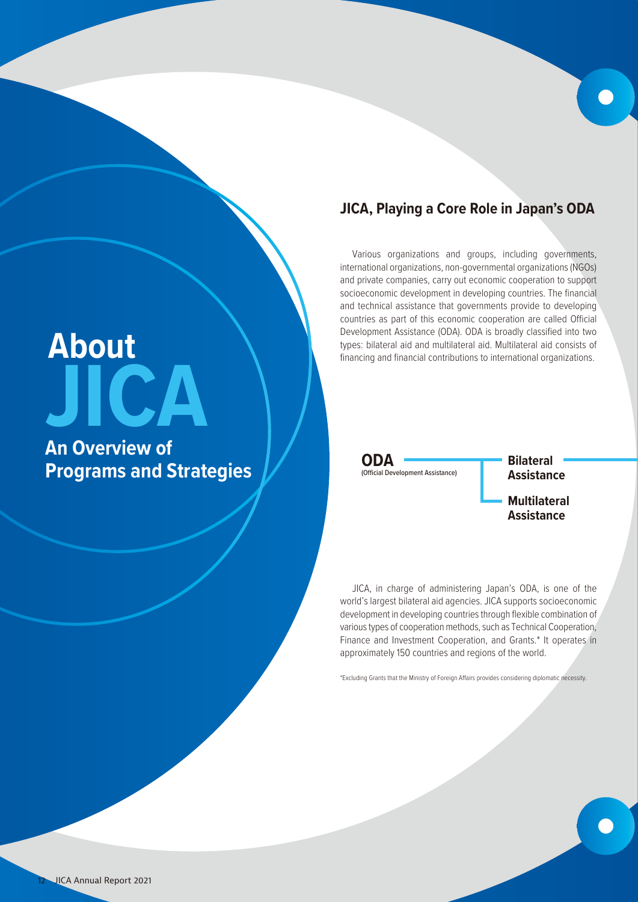# About JICA

## An Overview of Programs and Strategies

### JICA, Playing a Core Role in Japan's ODA

Various organizations and groups, including governments, international organizations, non-governmental organizations (NGOs) and private companies, carry out economic cooperation to support socioeconomic development in developing countries. The financial and technical assistance that governments provide to developing countries as part of this economic cooperation are called Official Development Assistance (ODA). ODA is broadly classified into two types: bilateral aid and multilateral aid. Multilateral aid consists of financing and financial contributions to international organizations.

**ODA** (Official Development Assistance)
- **Bilateral Assistance**
- **Multilateral Assistance**

JICA, in charge of administering Japan's ODA, is one of the world's largest bilateral aid agencies. JICA supports socioeconomic development in developing countries through flexible combination of various types of cooperation methods, such as Technical Cooperation, Finance and Investment Cooperation, and Grants.* It operates in approximately 150 countries and regions of the world.

*Excluding Grants that the Ministry of Foreign Affairs provides considering diplomatic necessity.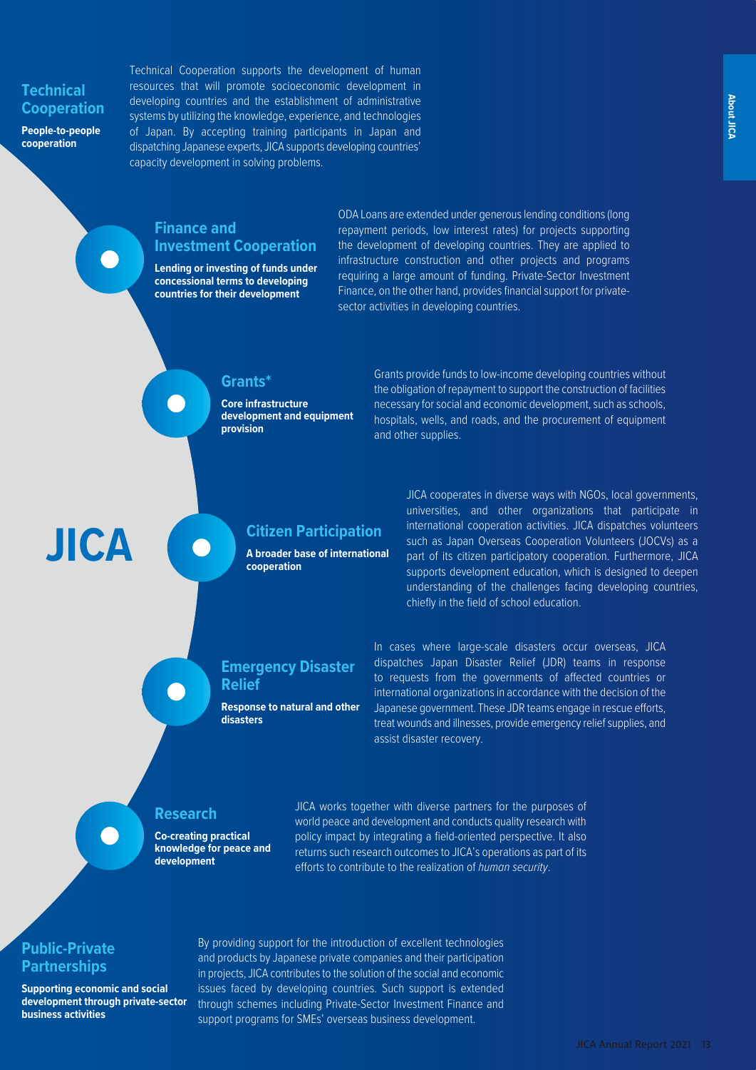## JICA

### Technical Cooperation

**People-to-people cooperation**

Technical Cooperation supports the development of human resources that will promote socioeconomic development in developing countries and the establishment of administrative systems by utilizing the knowledge, experience, and technologies of Japan. By accepting training participants in Japan and dispatching Japanese experts, JICA supports developing countries' capacity development in solving problems.

### Finance and Investment Cooperation

**Lending or investing of funds under concessional terms to developing countries for their development**

ODA Loans are extended under generous lending conditions (long repayment periods, low interest rates) for projects supporting the development of developing countries. They are applied to infrastructure construction and other projects and programs requiring a large amount of funding. Private-Sector Investment Finance, on the other hand, provides financial support for private-sector activities in developing countries.

### Grants*

**Core infrastructure development and equipment provision**

Grants provide funds to low-income developing countries without the obligation of repayment to support the construction of facilities necessary for social and economic development, such as schools, hospitals, wells, and roads, and the procurement of equipment and other supplies.

### Citizen Participation

**A broader base of international cooperation**

JICA cooperates in diverse ways with NGOs, local governments, universities, and other organizations that participate in international cooperation activities. JICA dispatches volunteers such as Japan Overseas Cooperation Volunteers (JOCVs) as a part of its citizen participatory cooperation. Furthermore, JICA supports development education, which is designed to deepen understanding of the challenges facing developing countries, chiefly in the field of school education.

### Emergency Disaster Relief

**Response to natural and other disasters**

In cases where large-scale disasters occur overseas, JICA dispatches Japan Disaster Relief (JDR) teams in response to requests from the governments of affected countries or international organizations in accordance with the decision of the Japanese government. These JDR teams engage in rescue efforts, treat wounds and illnesses, provide emergency relief supplies, and assist disaster recovery.

### Research

**Co-creating practical knowledge for peace and development**

JICA works together with diverse partners for the purposes of world peace and development and conducts quality research with policy impact by integrating a field-oriented perspective. It also returns such research outcomes to JICA's operations as part of its efforts to contribute to the realization of *human security*.

### Public-Private Partnerships

**Supporting economic and social development through private-sector business activities**

By providing support for the introduction of excellent technologies and products by Japanese private companies and their participation in projects, JICA contributes to the solution of the social and economic issues faced by developing countries. Such support is extended through schemes including Private-Sector Investment Finance and support programs for SMEs' overseas business development.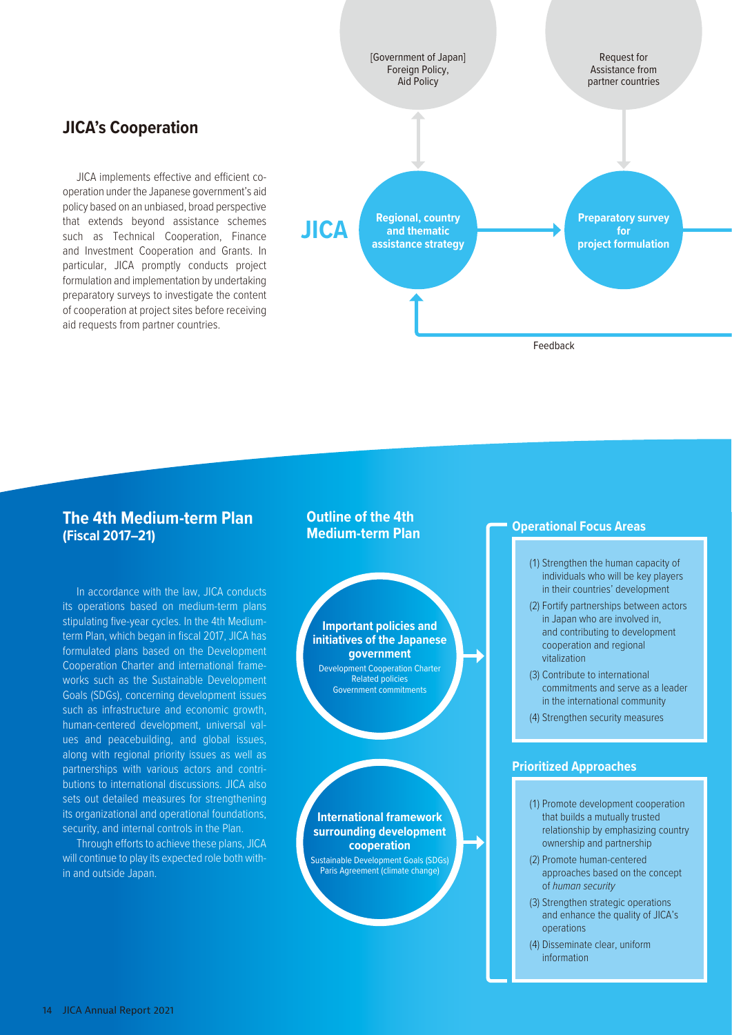## JICA's Cooperation

JICA implements effective and efficient co-operation under the Japanese government's aid policy based on an unbiased, broad perspective that extends beyond assistance schemes such as Technical Cooperation, Finance and Investment Cooperation and Grants. In particular, JICA promptly conducts project formulation and implementation by undertaking preparatory surveys to investigate the content of cooperation at project sites before receiving aid requests from partner countries.

[Government of Japan] Foreign Policy, Aid Policy

Request for Assistance from partner countries

**JICA**

**Regional, country and thematic assistance strategy**

**Preparatory survey for project formulation**

Feedback

## The 4th Medium-term Plan (Fiscal 2017–21)

In accordance with the law, JICA conducts its operations based on medium-term plans stipulating five-year cycles. In the 4th Medium-term Plan, which began in fiscal 2017, JICA has formulated plans based on the Development Cooperation Charter and international frameworks such as the Sustainable Development Goals (SDGs), concerning development issues such as infrastructure and economic growth, human-centered development, universal values and peacebuilding, and global issues, along with regional priority issues as well as partnerships with various actors and contributions to international discussions. JICA also sets out detailed measures for strengthening its organizational and operational foundations, security, and internal controls in the Plan.

Through efforts to achieve these plans, JICA will continue to play its expected role both within and outside Japan.

## Outline of the 4th Medium-term Plan

**Important policies and initiatives of the Japanese government**

Development Cooperation Charter
Related policies
Government commitments

**International framework surrounding development cooperation**

Sustainable Development Goals (SDGs)
Paris Agreement (climate change)

### Operational Focus Areas

(1) Strengthen the human capacity of individuals who will be key players in their countries' development

(2) Fortify partnerships between actors in Japan who are involved in, and contributing to development cooperation and regional vitalization

(3) Contribute to international commitments and serve as a leader in the international community

(4) Strengthen security measures

### Prioritized Approaches

(1) Promote development cooperation that builds a mutually trusted relationship by emphasizing country ownership and partnership

(2) Promote human-centered approaches based on the concept of *human security*

(3) Strengthen strategic operations and enhance the quality of JICA's operations

(4) Disseminate clear, uniform information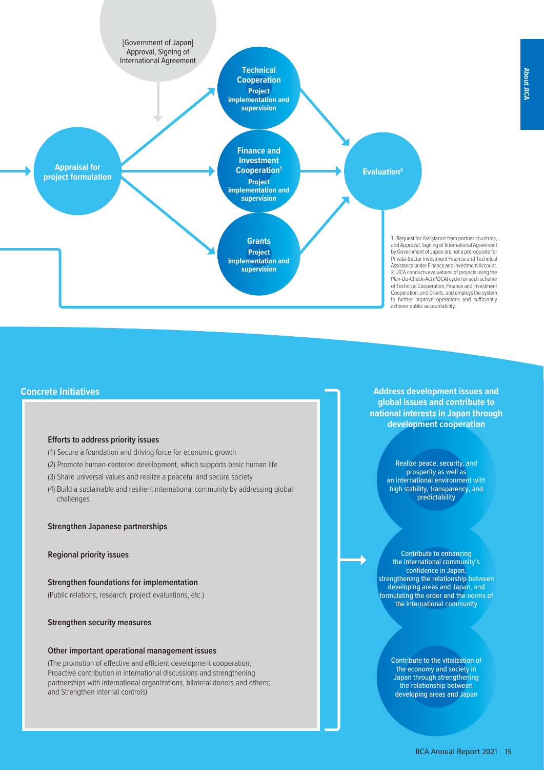[Government of Japan]
Approval, Signing of International Agreement

Appraisal for project formulation

**Technical Cooperation**
Project implementation and supervision

**Finance and Investment Cooperation**[1]
Project implementation and supervision

**Grants**
Project implementation and supervision

**Evaluation**[2]

1. Request for Assistance from partner countries, and Approval, Signing of International Agreement by Government of Japan are not a prerequisite for Private-Sector Investment Finance and Technical Assistance under Finance and Investment Account.
2. JICA conducts evaluations of projects using the Plan-Do-Check-Act (PDCA) cycle for each scheme of Technical Cooperation, Finance and Investment Cooperation, and Grants, and employs the system to further improve operations and sufficiently achieve public accountability.

## Concrete Initiatives

**Efforts to address priority issues**

(1) Secure a foundation and driving force for economic growth
(2) Promote human-centered development, which supports basic human life
(3) Share universal values and realize a peaceful and secure society
(4) Build a sustainable and resilient international community by addressing global challenges

**Strengthen Japanese partnerships**

**Regional priority issues**

**Strengthen foundations for implementation**
(Public relations, research, project evaluations, etc.)

**Strengthen security measures**

**Other important operational management issues**
(The promotion of effective and efficient development cooperation; Proactive contribution in international discussions and strengthening partnerships with international organizations, bilateral donors and others; and Strengthen internal controls)

## Address development issues and global issues and contribute to national interests in Japan through development cooperation

Realize peace, security, and prosperity as well as an international environment with high stability, transparency, and predictability

Contribute to enhancing the international community's confidence in Japan, strengthening the relationship between developing areas and Japan, and formulating the order and the norms of the international community

Contribute to the vitalization of the economy and society in Japan through strengthening the relationship between developing areas and Japan